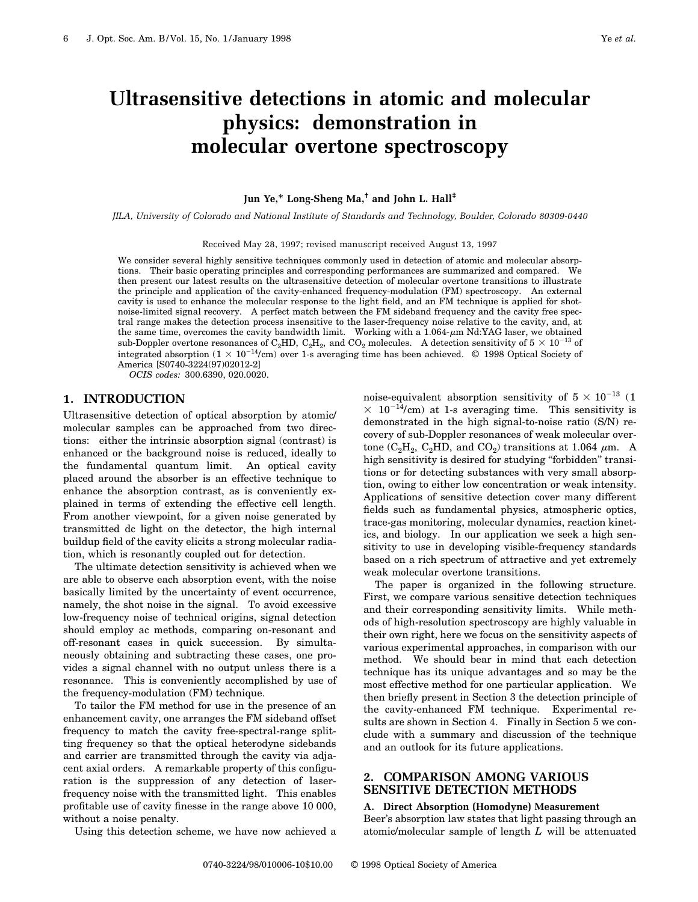# Ultrasensitive detections in atomic and molecular physics: demonstration in molecular overtone spectroscopy

**Jun Ye,* Long-Sheng Ma,† and John L. Hall‡**

*JILA, University of Colorado and National Institute of Standards and Technology, Boulder, Colorado 80309-0440*

Received May 28, 1997; revised manuscript received August 13, 1997

We consider several highly sensitive techniques commonly used in detection of atomic and molecular absorptions. Their basic operating principles and corresponding performances are summarized and compared. We then present our latest results on the ultrasensitive detection of molecular overtone transitions to illustrate the principle and application of the cavity-enhanced frequency-modulation (FM) spectroscopy. An external cavity is used to enhance the molecular response to the light field, and an FM technique is applied for shot-noise-limited signal recovery. A perfect match between the FM sideband frequency and the cavity free spectral range makes the detection process insensitive to the laser-frequency noise relative to the cavity, and, at the same time, overcomes the cavity bandwidth limit. Working with a 1.064-$\mu$m Nd:YAG laser, we obtained sub-Doppler overtone resonances of $C_2HD$, $C_2H_2$, and $CO_2$ molecules. A detection sensitivity of $5 \times 10^{-13}$ of integrated absorption ($1 \times 10^{-14}$/cm) over 1-s averaging time has been achieved. © 1998 Optical Society of America [S0740-3224(97)02012-2]

*OCIS codes:* 300.6390, 020.0020.

## 1. INTRODUCTION

Ultrasensitive detection of optical absorption by atomic/molecular samples can be approached from two directions: either the intrinsic absorption signal (contrast) is enhanced or the background noise is reduced, ideally to the fundamental quantum limit. An optical cavity placed around the absorber is an effective technique to enhance the absorption contrast, as is conveniently explained in terms of extending the effective cell length. From another viewpoint, for a given noise generated by transmitted dc light on the detector, the high internal buildup field of the cavity elicits a strong molecular radiation, which is resonantly coupled out for detection.

The ultimate detection sensitivity is achieved when we are able to observe each absorption event, with the noise basically limited by the uncertainty of event occurrence, namely, the shot noise in the signal. To avoid excessive low-frequency noise of technical origins, signal detection should employ ac methods, comparing on-resonant and off-resonant cases in quick succession. By simultaneously obtaining and subtracting these cases, one provides a signal channel with no output unless there is a resonance. This is conveniently accomplished by use of the frequency-modulation (FM) technique.

To tailor the FM method for use in the presence of an enhancement cavity, one arranges the FM sideband offset frequency to match the cavity free-spectral-range splitting frequency so that the optical heterodyne sidebands and carrier are transmitted through the cavity via adjacent axial orders. A remarkable property of this configuration is the suppression of any detection of laser-frequency noise with the transmitted light. This enables profitable use of cavity finesse in the range above 10 000, without a noise penalty.

Using this detection scheme, we have now achieved a noise-equivalent absorption sensitivity of $5 \times 10^{-13}$ ($1 \times 10^{-14}$/cm) at 1-s averaging time. This sensitivity is demonstrated in the high signal-to-noise ratio (S/N) recovery of sub-Doppler resonances of weak molecular overtone ($C_2H_2$, $C_2HD$, and $CO_2$) transitions at 1.064 $\mu$m. A high sensitivity is desired for studying "forbidden" transitions or for detecting substances with very small absorption, owing to either low concentration or weak intensity. Applications of sensitive detection cover many different fields such as fundamental physics, atmospheric optics, trace-gas monitoring, molecular dynamics, reaction kinetics, and biology. In our application we seek a high sensitivity to use in developing visible-frequency standards based on a rich spectrum of attractive and yet extremely weak molecular overtone transitions.

The paper is organized in the following structure. First, we compare various sensitive detection techniques and their corresponding sensitivity limits. While methods of high-resolution spectroscopy are highly valuable in their own right, here we focus on the sensitivity aspects of various experimental approaches, in comparison with our method. We should bear in mind that each detection technique has its unique advantages and so may be the most effective method for one particular application. We then briefly present in Section 3 the detection principle of the cavity-enhanced FM technique. Experimental results are shown in Section 4. Finally in Section 5 we conclude with a summary and discussion of the technique and an outlook for its future applications.

## 2. COMPARISON AMONG VARIOUS SENSITIVE DETECTION METHODS

### A. Direct Absorption (Homodyne) Measurement

Beer's absorption law states that light passing through an atomic/molecular sample of length $L$ will be attenuated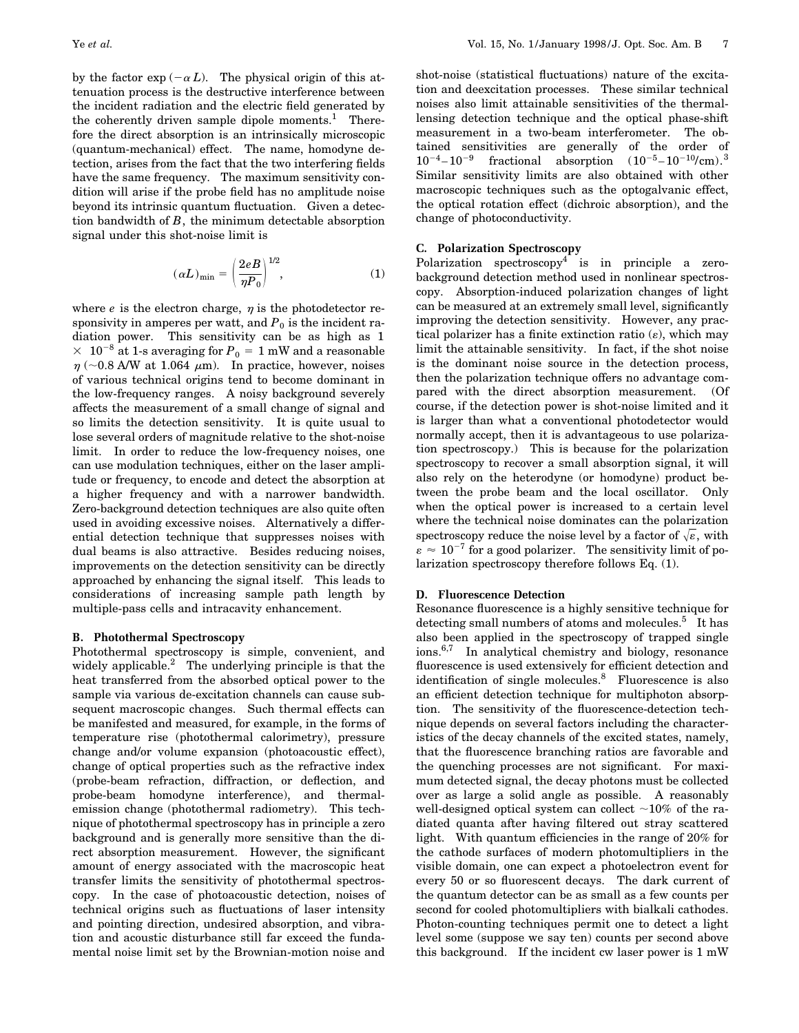by the factor $\exp(-\alpha L)$. The physical origin of this attenuation process is the destructive interference between the incident radiation and the electric field generated by the coherently driven sample dipole moments.[1] Therefore the direct absorption is an intrinsically microscopic (quantum-mechanical) effect. The name, homodyne detection, arises from the fact that the two interfering fields have the same frequency. The maximum sensitivity condition will arise if the probe field has no amplitude noise beyond its intrinsic quantum fluctuation. Given a detection bandwidth of $B$, the minimum detectable absorption signal under this shot-noise limit is

$$(\alpha L)_{\min} = \left(\frac{2eB}{\eta P_0}\right)^{1/2}, \tag{1}$$

where $e$ is the electron charge, $\eta$ is the photodetector responsivity in amperes per watt, and $P_0$ is the incident radiation power. This sensitivity can be as high as $1 \times 10^{-8}$ at 1-s averaging for $P_0 = 1$ mW and a reasonable $\eta$ (~0.8 A/W at 1.064 $\mu$m). In practice, however, noises of various technical origins tend to become dominant in the low-frequency ranges. A noisy background severely affects the measurement of a small change of signal and so limits the detection sensitivity. It is quite usual to lose several orders of magnitude relative to the shot-noise limit. In order to reduce the low-frequency noises, one can use modulation techniques, either on the laser amplitude or frequency, to encode and detect the absorption at a higher frequency and with a narrower bandwidth. Zero-background detection techniques are also quite often used in avoiding excessive noises. Alternatively a differential detection technique that suppresses noises with dual beams is also attractive. Besides reducing noises, improvements on the detection sensitivity can be directly approached by enhancing the signal itself. This leads to considerations of increasing sample path length by multiple-pass cells and intracavity enhancement.

### B. Photothermal Spectroscopy

Photothermal spectroscopy is simple, convenient, and widely applicable.[2] The underlying principle is that the heat transferred from the absorbed optical power to the sample via various de-excitation channels can cause subsequent macroscopic changes. Such thermal effects can be manifested and measured, for example, in the forms of temperature rise (photothermal calorimetry), pressure change and/or volume expansion (photoacoustic effect), change of optical properties such as the refractive index (probe-beam refraction, diffraction, or deflection, and probe-beam homodyne interference), and thermal-emission change (photothermal radiometry). This technique of photothermal spectroscopy has in principle a zero background and is generally more sensitive than the direct absorption measurement. However, the significant amount of energy associated with the macroscopic heat transfer limits the sensitivity of photothermal spectroscopy. In the case of photoacoustic detection, noises of technical origins such as fluctuations of laser intensity and pointing direction, undesired absorption, and vibration and acoustic disturbance still far exceed the fundamental noise limit set by the Brownian-motion noise and shot-noise (statistical fluctuations) nature of the excitation and deexcitation processes. These similar technical noises also limit attainable sensitivities of the thermal-lensing detection technique and the optical phase-shift measurement in a two-beam interferometer. The obtained sensitivities are generally of the order of $10^{-4}$–$10^{-9}$ fractional absorption ($10^{-5}$–$10^{-10}$/cm).[3] Similar sensitivity limits are also obtained with other macroscopic techniques such as the optogalvanic effect, the optical rotation effect (dichroic absorption), and the change of photoconductivity.

### C. Polarization Spectroscopy

Polarization spectroscopy[4] is in principle a zero-background detection method used in nonlinear spectroscopy. Absorption-induced polarization changes of light can be measured at an extremely small level, significantly improving the detection sensitivity. However, any practical polarizer has a finite extinction ratio ($\varepsilon$), which may limit the attainable sensitivity. In fact, if the shot noise is the dominant noise source in the detection process, then the polarization technique offers no advantage compared with the direct absorption measurement. (Of course, if the detection power is shot-noise limited and it is larger than what a conventional photodetector would normally accept, then it is advantageous to use polarization spectroscopy.) This is because for the polarization spectroscopy to recover a small absorption signal, it will also rely on the heterodyne (or homodyne) product between the probe beam and the local oscillator. Only when the optical power is increased to a certain level where the technical noise dominates can the polarization spectroscopy reduce the noise level by a factor of $\sqrt{\varepsilon}$, with $\varepsilon \approx 10^{-7}$ for a good polarizer. The sensitivity limit of polarization spectroscopy therefore follows Eq. (1).

### D. Fluorescence Detection

Resonance fluorescence is a highly sensitive technique for detecting small numbers of atoms and molecules.[5] It has also been applied in the spectroscopy of trapped single ions.[6,7] In analytical chemistry and biology, resonance fluorescence is used extensively for efficient detection and identification of single molecules.[8] Fluorescence is also an efficient detection technique for multiphoton absorption. The sensitivity of the fluorescence-detection technique depends on several factors including the characteristics of the decay channels of the excited states, namely, that the fluorescence branching ratios are favorable and the quenching processes are not significant. For maximum detected signal, the decay photons must be collected over as large a solid angle as possible. A reasonably well-designed optical system can collect ~10% of the radiated quanta after having filtered out stray scattered light. With quantum efficiencies in the range of 20% for the cathode surfaces of modern photomultipliers in the visible domain, one can expect a photoelectron event for every 50 or so fluorescent decays. The dark current of the quantum detector can be as small as a few counts per second for cooled photomultipliers with bialkali cathodes. Photon-counting techniques permit one to detect a light level some (suppose we say ten) counts per second above this background. If the incident cw laser power is 1 mW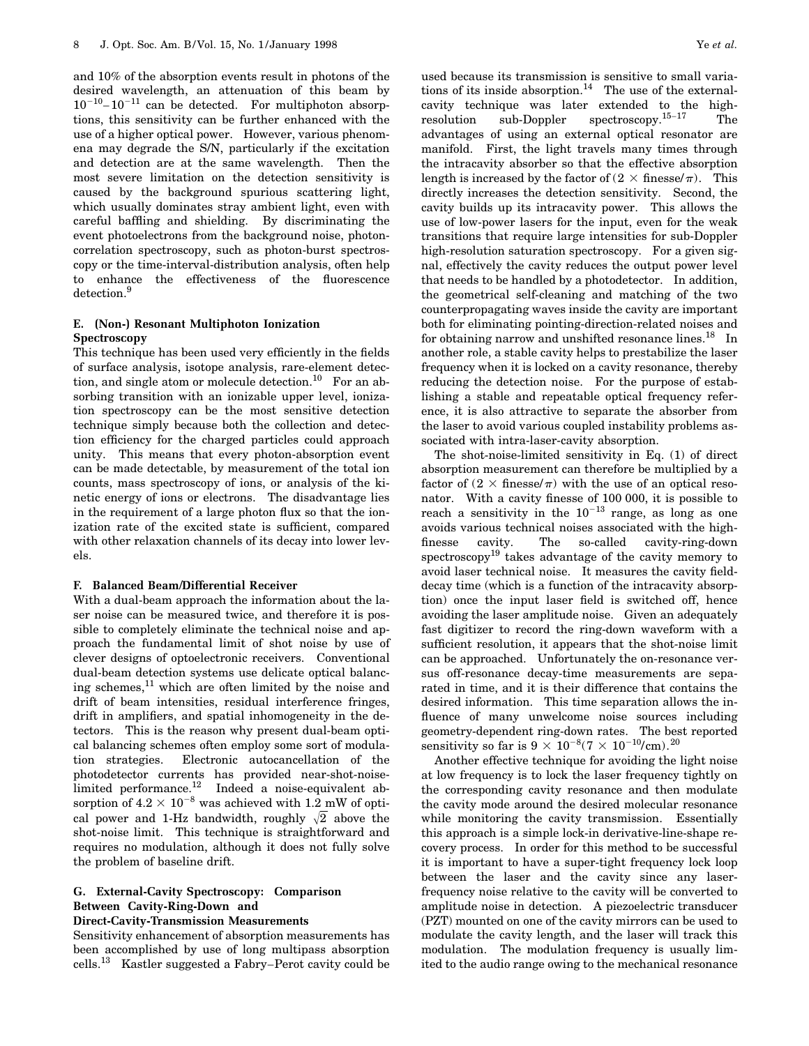and 10% of the absorption events result in photons of the desired wavelength, an attenuation of this beam by $10^{-10}$–$10^{-11}$ can be detected. For multiphoton absorptions, this sensitivity can be further enhanced with the use of a higher optical power. However, various phenomena may degrade the S/N, particularly if the excitation and detection are at the same wavelength. Then the most severe limitation on the detection sensitivity is caused by the background spurious scattering light, which usually dominates stray ambient light, even with careful baffling and shielding. By discriminating the event photoelectrons from the background noise, photon-correlation spectroscopy, such as photon-burst spectroscopy or the time-interval-distribution analysis, often help to enhance the effectiveness of the fluorescence detection.[9]

### E. (Non-) Resonant Multiphoton Ionization Spectroscopy

This technique has been used very efficiently in the fields of surface analysis, isotope analysis, rare-element detection, and single atom or molecule detection.[10] For an absorbing transition with an ionizable upper level, ionization spectroscopy can be the most sensitive detection technique simply because both the collection and detection efficiency for the charged particles could approach unity. This means that every photon-absorption event can be made detectable, by measurement of the total ion counts, mass spectroscopy of ions, or analysis of the kinetic energy of ions or electrons. The disadvantage lies in the requirement of a large photon flux so that the ionization rate of the excited state is sufficient, compared with other relaxation channels of its decay into lower levels.

### F. Balanced Beam/Differential Receiver

With a dual-beam approach the information about the laser noise can be measured twice, and therefore it is possible to completely eliminate the technical noise and approach the fundamental limit of shot noise by use of clever designs of optoelectronic receivers. Conventional dual-beam detection systems use delicate optical balancing schemes,[11] which are often limited by the noise and drift of beam intensities, residual interference fringes, drift in amplifiers, and spatial inhomogeneity in the detectors. This is the reason why present dual-beam optical balancing schemes often employ some sort of modulation strategies. Electronic autocancellation of the photodetector currents has provided near-shot-noise-limited performance.[12] Indeed a noise-equivalent absorption of $4.2 \times 10^{-8}$ was achieved with 1.2 mW of optical power and 1-Hz bandwidth, roughly $\sqrt{2}$ above the shot-noise limit. This technique is straightforward and requires no modulation, although it does not fully solve the problem of baseline drift.

### G. External-Cavity Spectroscopy: Comparison Between Cavity-Ring-Down and Direct-Cavity-Transmission Measurements

Sensitivity enhancement of absorption measurements has been accomplished by use of long multipass absorption cells.[13] Kastler suggested a Fabry–Perot cavity could be used because its transmission is sensitive to small variations of its inside absorption.[14] The use of the external-cavity technique was later extended to the high-resolution sub-Doppler spectroscopy.[15–17] The advantages of using an external optical resonator are manifold. First, the light travels many times through the intracavity absorber so that the effective absorption length is increased by the factor of $(2 \times \text{finesse}/\pi)$. This directly increases the detection sensitivity. Second, the cavity builds up its intracavity power. This allows the use of low-power lasers for the input, even for the weak transitions that require large intensities for sub-Doppler high-resolution saturation spectroscopy. For a given signal, effectively the cavity reduces the output power level that needs to be handled by a photodetector. In addition, the geometrical self-cleaning and matching of the two counterpropagating waves inside the cavity are important both for eliminating pointing-direction-related noises and for obtaining narrow and unshifted resonance lines.[18] In another role, a stable cavity helps to prestabilize the laser frequency when it is locked on a cavity resonance, thereby reducing the detection noise. For the purpose of establishing a stable and repeatable optical frequency reference, it is also attractive to separate the absorber from the laser to avoid various coupled instability problems associated with intra-laser-cavity absorption.

The shot-noise-limited sensitivity in Eq. (1) of direct absorption measurement can therefore be multiplied by a factor of $(2 \times \text{finesse}/\pi)$ with the use of an optical resonator. With a cavity finesse of 100 000, it is possible to reach a sensitivity in the $10^{-13}$ range, as long as one avoids various technical noises associated with the high-finesse cavity. The so-called cavity-ring-down spectroscopy[19] takes advantage of the cavity memory to avoid laser technical noise. It measures the cavity field-decay time (which is a function of the intracavity absorption) once the input laser field is switched off, hence avoiding the laser amplitude noise. Given an adequately fast digitizer to record the ring-down waveform with a sufficient resolution, it appears that the shot-noise limit can be approached. Unfortunately the on-resonance versus off-resonance decay-time measurements are separated in time, and it is their difference that contains the desired information. This time separation allows the influence of many unwelcome noise sources including geometry-dependent ring-down rates. The best reported sensitivity so far is $9 \times 10^{-8}$ ($7 \times 10^{-10}$/cm).[20]

Another effective technique for avoiding the light noise at low frequency is to lock the laser frequency tightly on the corresponding cavity resonance and then modulate the cavity mode around the desired molecular resonance while monitoring the cavity transmission. Essentially this approach is a simple lock-in derivative-line-shape recovery process. In order for this method to be successful it is important to have a super-tight frequency lock loop between the laser and the cavity since any laser-frequency noise relative to the cavity will be converted to amplitude noise in detection. A piezoelectric transducer (PZT) mounted on one of the cavity mirrors can be used to modulate the cavity length, and the laser will track this modulation. The modulation frequency is usually limited to the audio range owing to the mechanical resonance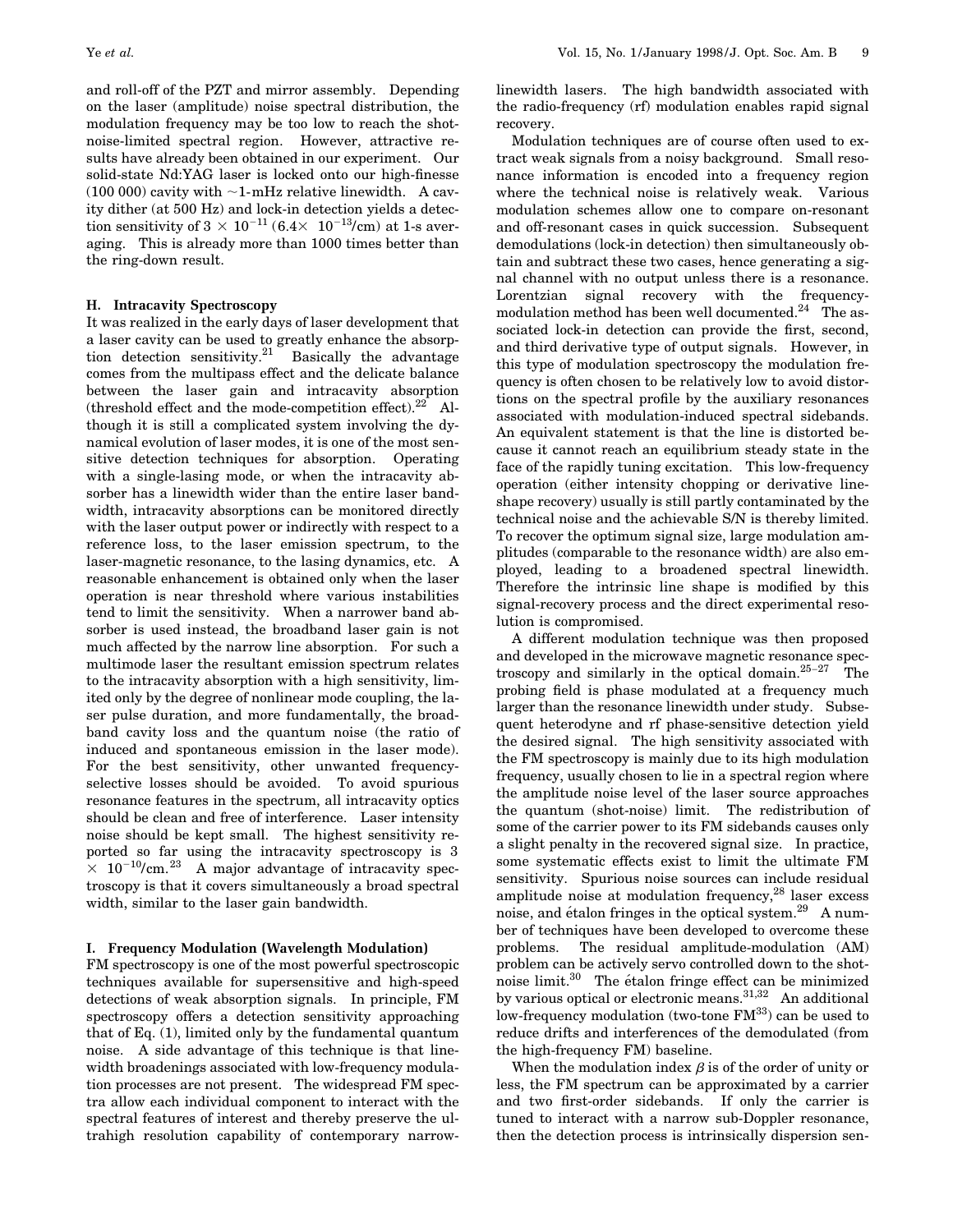and roll-off of the PZT and mirror assembly. Depending on the laser (amplitude) noise spectral distribution, the modulation frequency may be too low to reach the shot-noise-limited spectral region. However, attractive results have already been obtained in our experiment. Our solid-state Nd:YAG laser is locked onto our high-finesse (100 000) cavity with ~1-mHz relative linewidth. A cavity dither (at 500 Hz) and lock-in detection yields a detection sensitivity of $3 \times 10^{-11}$ ($6.4 \times 10^{-13}$/cm) at 1-s averaging. This is already more than 1000 times better than the ring-down result.

### H. Intracavity Spectroscopy

It was realized in the early days of laser development that a laser cavity can be used to greatly enhance the absorption detection sensitivity.[21] Basically the advantage comes from the multipass effect and the delicate balance between the laser gain and intracavity absorption (threshold effect and the mode-competition effect).[22] Although it is still a complicated system involving the dynamical evolution of laser modes, it is one of the most sensitive detection techniques for absorption. Operating with a single-lasing mode, or when the intracavity absorber has a linewidth wider than the entire laser bandwidth, intracavity absorptions can be monitored directly with the laser output power or indirectly with respect to a reference loss, to the laser emission spectrum, to the laser-magnetic resonance, to the lasing dynamics, etc. A reasonable enhancement is obtained only when the laser operation is near threshold where various instabilities tend to limit the sensitivity. When a narrower band absorber is used instead, the broadband laser gain is not much affected by the narrow line absorption. For such a multimode laser the resultant emission spectrum relates to the intracavity absorption with a high sensitivity, limited only by the degree of nonlinear mode coupling, the laser pulse duration, and more fundamentally, the broadband cavity loss and the quantum noise (the ratio of induced and spontaneous emission in the laser mode). For the best sensitivity, other unwanted frequency-selective losses should be avoided. To avoid spurious resonance features in the spectrum, all intracavity optics should be clean and free of interference. Laser intensity noise should be kept small. The highest sensitivity reported so far using the intracavity spectroscopy is $3 \times 10^{-10}$/cm.[23] A major advantage of intracavity spectroscopy is that it covers simultaneously a broad spectral width, similar to the laser gain bandwidth.

### I. Frequency Modulation (Wavelength Modulation)

FM spectroscopy is one of the most powerful spectroscopic techniques available for supersensitive and high-speed detections of weak absorption signals. In principle, FM spectroscopy offers a detection sensitivity approaching that of Eq. (1), limited only by the fundamental quantum noise. A side advantage of this technique is that linewidth broadenings associated with low-frequency modulation processes are not present. The widespread FM spectra allow each individual component to interact with the spectral features of interest and thereby preserve the ultrahigh resolution capability of contemporary narrow-linewidth lasers. The high bandwidth associated with the radio-frequency (rf) modulation enables rapid signal recovery.

Modulation techniques are of course often used to extract weak signals from a noisy background. Small resonance information is encoded into a frequency region where the technical noise is relatively weak. Various modulation schemes allow one to compare on-resonant and off-resonant cases in quick succession. Subsequent demodulations (lock-in detection) then simultaneously obtain and subtract these two cases, hence generating a signal channel with no output unless there is a resonance. Lorentzian signal recovery with the frequency-modulation method has been well documented.[24] The associated lock-in detection can provide the first, second, and third derivative type of output signals. However, in this type of modulation spectroscopy the modulation frequency is often chosen to be relatively low to avoid distortions on the spectral profile by the auxiliary resonances associated with modulation-induced spectral sidebands. An equivalent statement is that the line is distorted because it cannot reach an equilibrium steady state in the face of the rapidly tuning excitation. This low-frequency operation (either intensity chopping or derivative line-shape recovery) usually is still partly contaminated by the technical noise and the achievable S/N is thereby limited. To recover the optimum signal size, large modulation amplitudes (comparable to the resonance width) are also employed, leading to a broadened spectral linewidth. Therefore the intrinsic line shape is modified by this signal-recovery process and the direct experimental resolution is compromised.

A different modulation technique was then proposed and developed in the microwave magnetic resonance spectroscopy and similarly in the optical domain.[25–27] The probing field is phase modulated at a frequency much larger than the resonance linewidth under study. Subsequent heterodyne and rf phase-sensitive detection yield the desired signal. The high sensitivity associated with the FM spectroscopy is mainly due to its high modulation frequency, usually chosen to lie in a spectral region where the amplitude noise level of the laser source approaches the quantum (shot-noise) limit. The redistribution of some of the carrier power to its FM sidebands causes only a slight penalty in the recovered signal size. In practice, some systematic effects exist to limit the ultimate FM sensitivity. Spurious noise sources can include residual amplitude noise at modulation frequency,[28] laser excess noise, and étalon fringes in the optical system.[29] A number of techniques have been developed to overcome these problems. The residual amplitude-modulation (AM) problem can be actively servo controlled down to the shot-noise limit.[30] The étalon fringe effect can be minimized by various optical or electronic means.[31,32] An additional low-frequency modulation (two-tone FM[33]) can be used to reduce drifts and interferences of the demodulated (from the high-frequency FM) baseline.

When the modulation index $\beta$ is of the order of unity or less, the FM spectrum can be approximated by a carrier and two first-order sidebands. If only the carrier is tuned to interact with a narrow sub-Doppler resonance, then the detection process is intrinsically dispersion sen-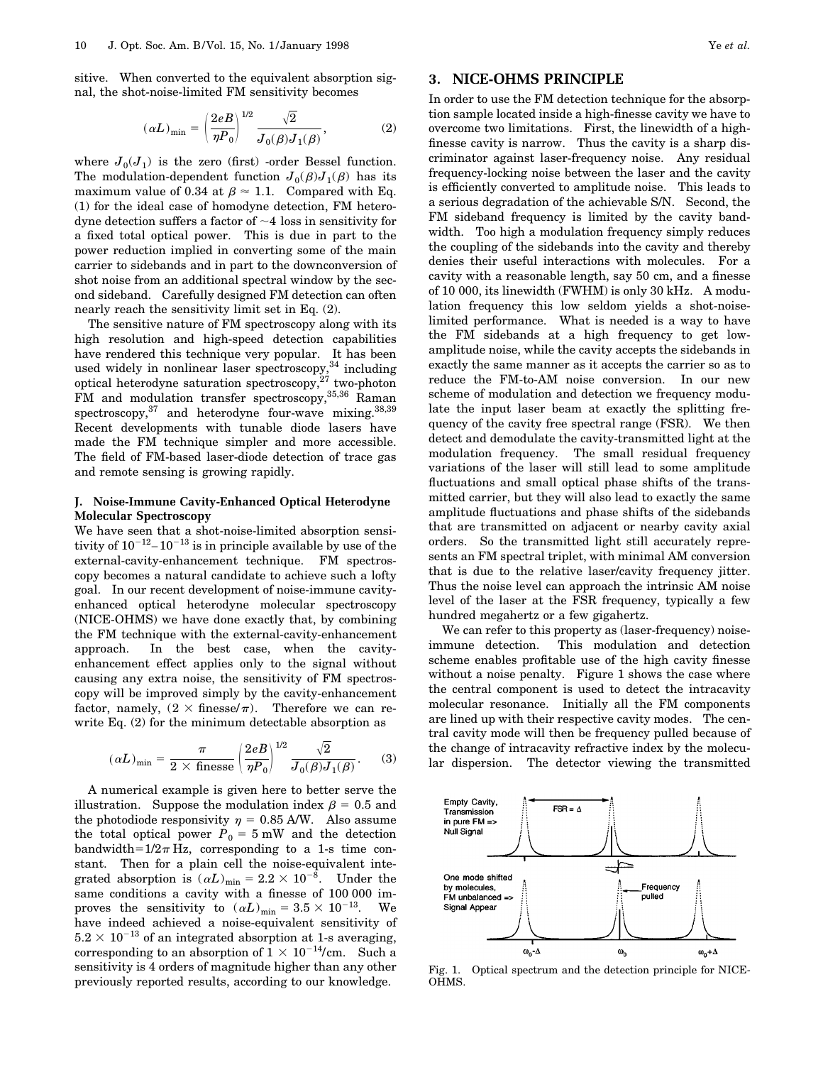sitive. When converted to the equivalent absorption signal, the shot-noise-limited FM sensitivity becomes

$$(\alpha L)_{\min} = \left(\frac{2eB}{\eta P_0}\right)^{1/2} \frac{\sqrt{2}}{J_0(\beta)J_1(\beta)}, \qquad (2)$$

where $J_0(J_1)$ is the zero (first) -order Bessel function. The modulation-dependent function $J_0(\beta)J_1(\beta)$ has its maximum value of 0.34 at $\beta \approx 1.1$. Compared with Eq. (1) for the ideal case of homodyne detection, FM heterodyne detection suffers a factor of ~4 loss in sensitivity for a fixed total optical power. This is due in part to the power reduction implied in converting some of the main carrier to sidebands and in part to the downconversion of shot noise from an additional spectral window by the second sideband. Carefully designed FM detection can often nearly reach the sensitivity limit set in Eq. (2).

The sensitive nature of FM spectroscopy along with its high resolution and high-speed detection capabilities have rendered this technique very popular. It has been used widely in nonlinear laser spectroscopy,[34] including optical heterodyne saturation spectroscopy,[27] two-photon FM and modulation transfer spectroscopy,[35,36] Raman spectroscopy,[37] and heterodyne four-wave mixing.[38,39] Recent developments with tunable diode lasers have made the FM technique simpler and more accessible. The field of FM-based laser-diode detection of trace gas and remote sensing is growing rapidly.

### J. Noise-Immune Cavity-Enhanced Optical Heterodyne Molecular Spectroscopy

We have seen that a shot-noise-limited absorption sensitivity of $10^{-12}$–$10^{-13}$ is in principle available by use of the external-cavity-enhancement technique. FM spectroscopy becomes a natural candidate to achieve such a lofty goal. In our recent development of noise-immune cavity-enhanced optical heterodyne molecular spectroscopy (NICE-OHMS) we have done exactly that, by combining the FM technique with the external-cavity-enhancement approach. In the best case, when the cavity-enhancement effect applies only to the signal without causing any extra noise, the sensitivity of FM spectroscopy will be improved simply by the cavity-enhancement factor, namely, $(2 \times \text{finesse}/\pi)$. Therefore we can rewrite Eq. (2) for the minimum detectable absorption as

$$(\alpha L)_{\min} = \frac{\pi}{2 \times \text{finesse}} \left(\frac{2eB}{\eta P_0}\right)^{1/2} \frac{\sqrt{2}}{J_0(\beta)J_1(\beta)}. \qquad (3)$$

A numerical example is given here to better serve the illustration. Suppose the modulation index $\beta = 0.5$ and the photodiode responsivity $\eta = 0.85$ A/W. Also assume the total optical power $P_0 = 5$ mW and the detection bandwidth$=1/2\pi$ Hz, corresponding to a 1-s time constant. Then for a plain cell the noise-equivalent integrated absorption is $(\alpha L)_{\min} = 2.2 \times 10^{-8}$. Under the same conditions a cavity with a finesse of 100 000 improves the sensitivity to $(\alpha L)_{\min} = 3.5 \times 10^{-13}$. We have indeed achieved a noise-equivalent sensitivity of $5.2 \times 10^{-13}$ of an integrated absorption at 1-s averaging, corresponding to an absorption of $1 \times 10^{-14}$/cm. Such a sensitivity is 4 orders of magnitude higher than any other previously reported results, according to our knowledge.

## 3. NICE-OHMS PRINCIPLE

In order to use the FM detection technique for the absorption sample located inside a high-finesse cavity we have to overcome two limitations. First, the linewidth of a high-finesse cavity is narrow. Thus the cavity is a sharp discriminator against laser-frequency noise. Any residual frequency-locking noise between the laser and the cavity is efficiently converted to amplitude noise. This leads to a serious degradation of the achievable S/N. Second, the FM sideband frequency is limited by the cavity bandwidth. Too high a modulation frequency simply reduces the coupling of the sidebands into the cavity and thereby denies their useful interactions with molecules. For a cavity with a reasonable length, say 50 cm, and a finesse of 10 000, its linewidth (FWHM) is only 30 kHz. A modulation frequency this low seldom yields a shot-noise-limited performance. What is needed is a way to have the FM sidebands at a high frequency to get low-amplitude noise, while the cavity accepts the sidebands in exactly the same manner as it accepts the carrier so as to reduce the FM-to-AM noise conversion. In our new scheme of modulation and detection we frequency modulate the input laser beam at exactly the splitting frequency of the cavity free spectral range (FSR). We then detect and demodulate the cavity-transmitted light at the modulation frequency. The small residual frequency variations of the laser will still lead to some amplitude fluctuations and small optical phase shifts of the transmitted carrier, but they will also lead to exactly the same amplitude fluctuations and phase shifts of the sidebands that are transmitted on adjacent or nearby cavity axial orders. So the transmitted light still accurately represents an FM spectral triplet, with minimal AM conversion that is due to the relative laser/cavity frequency jitter. Thus the noise level can approach the intrinsic AM noise level of the laser at the FSR frequency, typically a few hundred megahertz or a few gigahertz.

We can refer to this property as (laser-frequency) noise-immune detection. This modulation and detection scheme enables profitable use of the high cavity finesse without a noise penalty. Figure 1 shows the case where the central component is used to detect the intracavity molecular resonance. Initially all the FM components are lined up with their respective cavity modes. The central cavity mode will then be frequency pulled because of the change of intracavity refractive index by the molecular dispersion. The detector viewing the transmitted

Fig. 1. Optical spectrum and the detection principle for NICE-OHMS.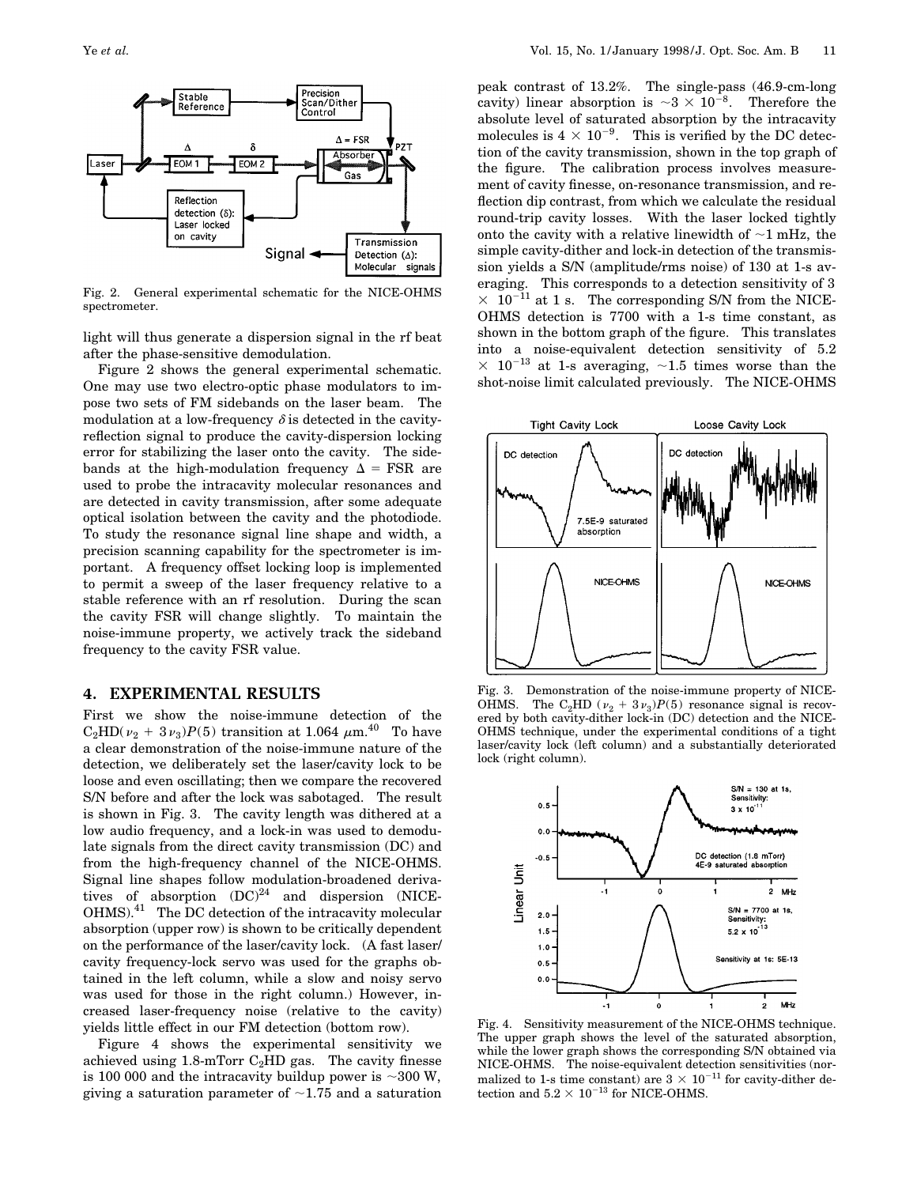Fig. 2. General experimental schematic for the NICE-OHMS spectrometer.

light will thus generate a dispersion signal in the rf beat after the phase-sensitive demodulation.

Figure 2 shows the general experimental schematic. One may use two electro-optic phase modulators to impose two sets of FM sidebands on the laser beam. The modulation at a low-frequency $\delta$ is detected in the cavity-reflection signal to produce the cavity-dispersion locking error for stabilizing the laser onto the cavity. The sidebands at the high-modulation frequency $\Delta$ = FSR are used to probe the intracavity molecular resonances and are detected in cavity transmission, after some adequate optical isolation between the cavity and the photodiode. To study the resonance signal line shape and width, a precision scanning capability for the spectrometer is important. A frequency offset locking loop is implemented to permit a sweep of the laser frequency relative to a stable reference with an rf resolution. During the scan the cavity FSR will change slightly. To maintain the noise-immune property, we actively track the sideband frequency to the cavity FSR value.

## 4. EXPERIMENTAL RESULTS

First we show the noise-immune detection of the $C_2HD(\nu_2 + 3\nu_3)P(5)$ transition at 1.064 $\mu$m.[40] To have a clear demonstration of the noise-immune nature of the detection, we deliberately set the laser/cavity lock to be loose and even oscillating; then we compare the recovered S/N before and after the lock was sabotaged. The result is shown in Fig. 3. The cavity length was dithered at a low audio frequency, and a lock-in was used to demodulate signals from the direct cavity transmission (DC) and from the high-frequency channel of the NICE-OHMS. Signal line shapes follow modulation-broadened derivatives of absorption (DC)[24] and dispersion (NICE-OHMS).[41] The DC detection of the intracavity molecular absorption (upper row) is shown to be critically dependent on the performance of the laser/cavity lock. (A fast laser/cavity frequency-lock servo was used for the graphs obtained in the left column, while a slow and noisy servo was used for those in the right column.) However, increased laser-frequency noise (relative to the cavity) yields little effect in our FM detection (bottom row).

Figure 4 shows the experimental sensitivity we achieved using 1.8-mTorr $C_2HD$ gas. The cavity finesse is 100 000 and the intracavity buildup power is ~300 W, giving a saturation parameter of ~1.75 and a saturation peak contrast of 13.2%. The single-pass (46.9-cm-long cavity) linear absorption is $\sim 3 \times 10^{-8}$. Therefore the absolute level of saturated absorption by the intracavity molecules is $4 \times 10^{-9}$. This is verified by the DC detection of the cavity transmission, shown in the top graph of the figure. The calibration process involves measurement of cavity finesse, on-resonance transmission, and reflection dip contrast, from which we calculate the residual round-trip cavity losses. With the laser locked tightly onto the cavity with a relative linewidth of ~1 mHz, the simple cavity-dither and lock-in detection of the transmission yields a S/N (amplitude/rms noise) of 130 at 1-s averaging. This corresponds to a detection sensitivity of $3 \times 10^{-11}$ at 1 s. The corresponding S/N from the NICE-OHMS detection is 7700 with a 1-s time constant, as shown in the bottom graph of the figure. This translates into a noise-equivalent detection sensitivity of $5.2 \times 10^{-13}$ at 1-s averaging, ~1.5 times worse than the shot-noise limit calculated previously. The NICE-OHMS

Fig. 3. Demonstration of the noise-immune property of NICE-OHMS. The $C_2HD$ $(\nu_2 + 3\nu_3)P(5)$ resonance signal is recovered by both cavity-dither lock-in (DC) detection and the NICE-OHMS technique, under the experimental conditions of a tight laser/cavity lock (left column) and a substantially deteriorated lock (right column).

Fig. 4. Sensitivity measurement of the NICE-OHMS technique. The upper graph shows the level of the saturated absorption, while the lower graph shows the corresponding S/N obtained via NICE-OHMS. The noise-equivalent detection sensitivities (normalized to 1-s time constant) are $3 \times 10^{-11}$ for cavity-dither detection and $5.2 \times 10^{-13}$ for NICE-OHMS.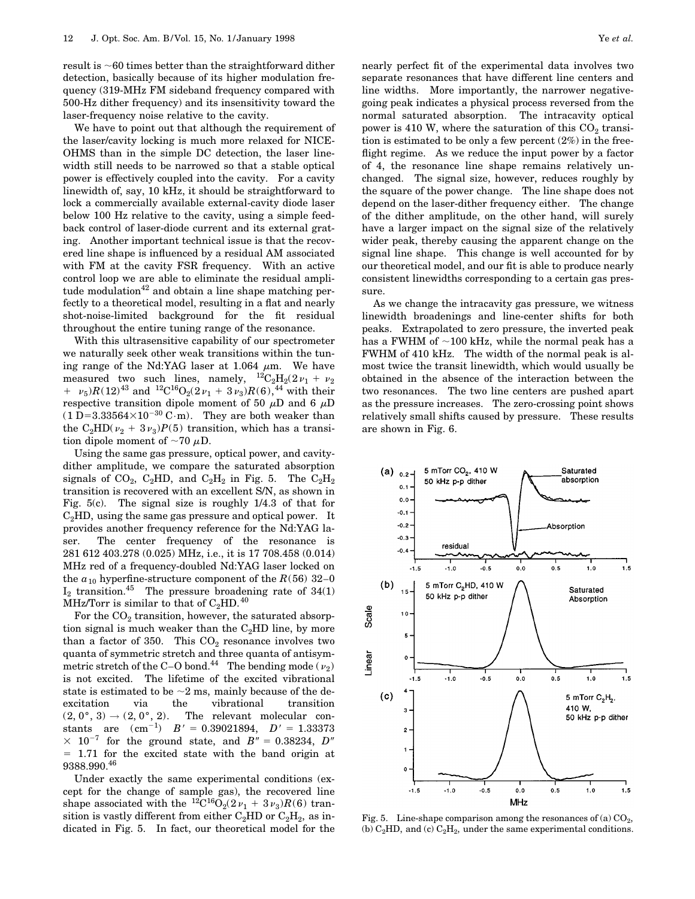result is ~60 times better than the straightforward dither detection, basically because of its higher modulation frequency (319-MHz FM sideband frequency compared with 500-Hz dither frequency) and its insensitivity toward the laser-frequency noise relative to the cavity.

We have to point out that although the requirement of the laser/cavity locking is much more relaxed for NICE-OHMS than in the simple DC detection, the laser linewidth still needs to be narrowed so that a stable optical power is effectively coupled into the cavity. For a cavity linewidth of, say, 10 kHz, it should be straightforward to lock a commercially available external-cavity diode laser below 100 Hz relative to the cavity, using a simple feedback control of laser-diode current and its external grating. Another important technical issue is that the recovered line shape is influenced by a residual AM associated with FM at the cavity FSR frequency. With an active control loop we are able to eliminate the residual amplitude modulation[42] and obtain a line shape matching perfectly to a theoretical model, resulting in a flat and nearly shot-noise-limited background for the fit residual throughout the entire tuning range of the resonance.

With this ultrasensitive capability of our spectrometer we naturally seek other weak transitions within the tuning range of the Nd:YAG laser at 1.064 μm. We have measured two such lines, namely, $^{12}C_2H_2(2\nu_1 + \nu_2 + \nu_5)R(12)$[43] and $^{12}C^{16}O_2(2\nu_1 + 3\nu_3)R(6)$,[44] with their respective transition dipole moment of 50 μD and 6 μD (1 D=3.33564×10$^{-30}$ C·m). They are both weaker than the $C_2HD(\nu_2 + 3\nu_3)P(5)$ transition, which has a transition dipole moment of ~70 μD.

Using the same gas pressure, optical power, and cavity-dither amplitude, we compare the saturated absorption signals of $CO_2$, $C_2HD$, and $C_2H_2$ in Fig. 5. The $C_2H_2$ transition is recovered with an excellent S/N, as shown in Fig. 5(c). The signal size is roughly 1/4.3 of that for $C_2HD$, using the same gas pressure and optical power. It provides another frequency reference for the Nd:YAG laser. The center frequency of the resonance is 281 612 403.278 (0.025) MHz, i.e., it is 17 708.458 (0.014) MHz red of a frequency-doubled Nd:YAG laser locked on the $a_{10}$ hyperfine-structure component of the $R(56)$ 32–0 $I_2$ transition.[45] The pressure broadening rate of 34(1) MHz/Torr is similar to that of $C_2HD$.[40]

For the $CO_2$ transition, however, the saturated absorption signal is much weaker than the $C_2HD$ line, by more than a factor of 350. This $CO_2$ resonance involves two quanta of symmetric stretch and three quanta of antisymmetric stretch of the C–O bond.[44] The bending mode ($\nu_2$) is not excited. The lifetime of the excited vibrational state is estimated to be ~2 ms, mainly because of the de-excitation via the vibrational transition $(2, 0°, 3) \rightarrow (2, 0°, 2)$. The relevant molecular constants are (cm$^{-1}$) $B' = 0.39021894$, $D' = 1.33373 \times 10^{-7}$ for the ground state, and $B'' = 0.38234$, $D'' = 1.71$ for the excited state with the band origin at 9388.990.[46]

Under exactly the same experimental conditions (except for the change of sample gas), the recovered line shape associated with the $^{12}C^{16}O_2(2\nu_1 + 3\nu_3)R(6)$ transition is vastly different from either $C_2HD$ or $C_2H_2$, as indicated in Fig. 5. In fact, our theoretical model for the nearly perfect fit of the experimental data involves two separate resonances that have different line centers and line widths. More importantly, the narrower negative-going peak indicates a physical process reversed from the normal saturated absorption. The intracavity optical power is 410 W, where the saturation of this $CO_2$ transition is estimated to be only a few percent (2%) in the free-flight regime. As we reduce the input power by a factor of 4, the resonance line shape remains relatively unchanged. The signal size, however, reduces roughly by the square of the power change. The line shape does not depend on the laser-dither frequency either. The change of the dither amplitude, on the other hand, will surely have a larger impact on the signal size of the relatively wider peak, thereby causing the apparent change on the signal line shape. This change is well accounted for by our theoretical model, and our fit is able to produce nearly consistent linewidths corresponding to a certain gas pressure.

As we change the intracavity gas pressure, we witness linewidth broadenings and line-center shifts for both peaks. Extrapolated to zero pressure, the inverted peak has a FWHM of ~100 kHz, while the normal peak has a FWHM of 410 kHz. The width of the normal peak is almost twice the transit linewidth, which would usually be obtained in the absence of the interaction between the two resonances. The two line centers are pushed apart as the pressure increases. The zero-crossing point shows relatively small shifts caused by pressure. These results are shown in Fig. 6.

Fig. 5. Line-shape comparison among the resonances of (a) $CO_2$, (b) $C_2HD$, and (c) $C_2H_2$, under the same experimental conditions.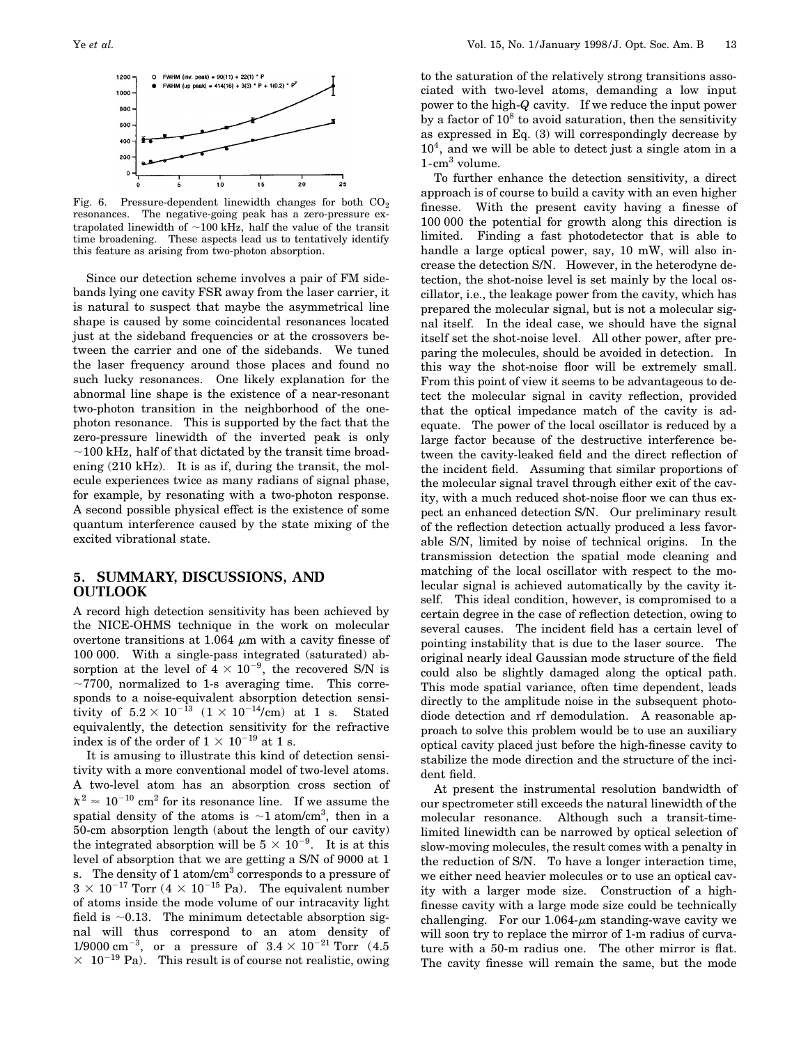Fig. 6. Pressure-dependent linewidth changes for both $CO_2$ resonances. The negative-going peak has a zero-pressure extrapolated linewidth of ~100 kHz, half the value of the transit time broadening. These aspects lead us to tentatively identify this feature as arising from two-photon absorption.

Since our detection scheme involves a pair of FM sidebands lying one cavity FSR away from the laser carrier, it is natural to suspect that maybe the asymmetrical line shape is caused by some coincidental resonances located just at the sideband frequencies or at the crossovers between the carrier and one of the sidebands. We tuned the laser frequency around those places and found no such lucky resonances. One likely explanation for the abnormal line shape is the existence of a near-resonant two-photon transition in the neighborhood of the one-photon resonance. This is supported by the fact that the zero-pressure linewidth of the inverted peak is only ~100 kHz, half of that dictated by the transit time broadening (210 kHz). It is as if, during the transit, the molecule experiences twice as many radians of signal phase, for example, by resonating with a two-photon response. A second possible physical effect is the existence of some quantum interference caused by the state mixing of the excited vibrational state.

## 5. SUMMARY, DISCUSSIONS, AND OUTLOOK

A record high detection sensitivity has been achieved by the NICE-OHMS technique in the work on molecular overtone transitions at 1.064 $\mu$m with a cavity finesse of 100 000. With a single-pass integrated (saturated) absorption at the level of $4 \times 10^{-9}$, the recovered S/N is ~7700, normalized to 1-s averaging time. This corresponds to a noise-equivalent absorption detection sensitivity of $5.2 \times 10^{-13}$ ($1 \times 10^{-14}$/cm) at 1 s. Stated equivalently, the detection sensitivity for the refractive index is of the order of $1 \times 10^{-19}$ at 1 s.

It is amusing to illustrate this kind of detection sensitivity with a more conventional model of two-level atoms. A two-level atom has an absorption cross section of $\lambda\!\!\!^{-2} \approx 10^{-10}$ cm$^2$ for its resonance line. If we assume the spatial density of the atoms is ~1 atom/cm$^3$, then in a 50-cm absorption length (about the length of our cavity) the integrated absorption will be $5 \times 10^{-9}$. It is at this level of absorption that we are getting a S/N of 9000 at 1 s. The density of 1 atom/cm$^3$ corresponds to a pressure of $3 \times 10^{-17}$ Torr ($4 \times 10^{-15}$ Pa). The equivalent number of atoms inside the mode volume of our intracavity light field is ~0.13. The minimum detectable absorption signal will thus correspond to an atom density of 1/9000 cm$^{-3}$, or a pressure of $3.4 \times 10^{-21}$ Torr ($4.5 \times 10^{-19}$ Pa). This result is of course not realistic, owing to the saturation of the relatively strong transitions associated with two-level atoms, demanding a low input power to the high-$Q$ cavity. If we reduce the input power by a factor of $10^8$ to avoid saturation, then the sensitivity as expressed in Eq. (3) will correspondingly decrease by $10^4$, and we will be able to detect just a single atom in a 1-cm$^3$ volume.

To further enhance the detection sensitivity, a direct approach is of course to build a cavity with an even higher finesse. With the present cavity having a finesse of 100 000 the potential for growth along this direction is limited. Finding a fast photodetector that is able to handle a large optical power, say, 10 mW, will also increase the detection S/N. However, in the heterodyne detection, the shot-noise level is set mainly by the local oscillator, i.e., the leakage power from the cavity, which has prepared the molecular signal, but is not a molecular signal itself. In the ideal case, we should have the signal itself set the shot-noise level. All other power, after preparing the molecules, should be avoided in detection. In this way the shot-noise floor will be extremely small. From this point of view it seems to be advantageous to detect the molecular signal in cavity reflection, provided that the optical impedance match of the cavity is adequate. The power of the local oscillator is reduced by a large factor because of the destructive interference between the cavity-leaked field and the direct reflection of the incident field. Assuming that similar proportions of the molecular signal travel through either exit of the cavity, with a much reduced shot-noise floor we can thus expect an enhanced detection S/N. Our preliminary result of the reflection detection actually produced a less favorable S/N, limited by noise of technical origins. In the transmission detection the spatial mode cleaning and matching of the local oscillator with respect to the molecular signal is achieved automatically by the cavity itself. This ideal condition, however, is compromised to a certain degree in the case of reflection detection, owing to several causes. The incident field has a certain level of pointing instability that is due to the laser source. The original nearly ideal Gaussian mode structure of the field could also be slightly damaged along the optical path. This mode spatial variance, often time dependent, leads directly to the amplitude noise in the subsequent photodiode detection and rf demodulation. A reasonable approach to solve this problem would be to use an auxiliary optical cavity placed just before the high-finesse cavity to stabilize the mode direction and the structure of the incident field.

At present the instrumental resolution bandwidth of our spectrometer still exceeds the natural linewidth of the molecular resonance. Although such a transit-time-limited linewidth can be narrowed by optical selection of slow-moving molecules, the result comes with a penalty in the reduction of S/N. To have a longer interaction time, we either need heavier molecules or to use an optical cavity with a larger mode size. Construction of a high-finesse cavity with a large mode size could be technically challenging. For our 1.064-$\mu$m standing-wave cavity we will soon try to replace the mirror of 1-m radius of curvature with a 50-m radius one. The other mirror is flat. The cavity finesse will remain the same, but the mode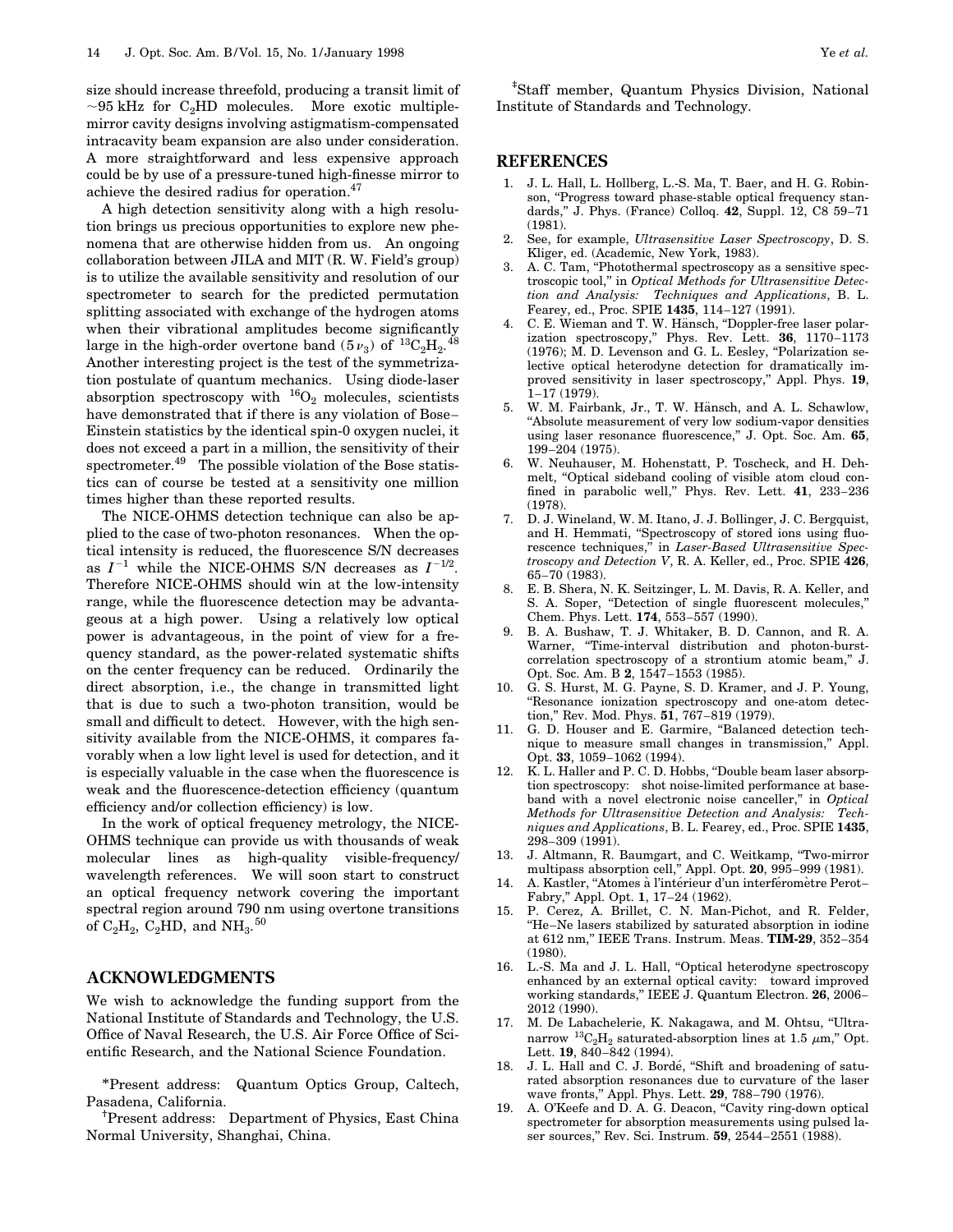size should increase threefold, producing a transit limit of ~95 kHz for $C_2HD$ molecules. More exotic multiple-mirror cavity designs involving astigmatism-compensated intracavity beam expansion are also under consideration. A more straightforward and less expensive approach could be by use of a pressure-tuned high-finesse mirror to achieve the desired radius for operation.[47]

A high detection sensitivity along with a high resolution brings us precious opportunities to explore new phenomena that are otherwise hidden from us. An ongoing collaboration between JILA and MIT (R. W. Field's group) is to utilize the available sensitivity and resolution of our spectrometer to search for the predicted permutation splitting associated with exchange of the hydrogen atoms when their vibrational amplitudes become significantly large in the high-order overtone band ($5\nu_3$) of $^{13}C_2H_2$.[48] Another interesting project is the test of the symmetrization postulate of quantum mechanics. Using diode-laser absorption spectroscopy with $^{16}O_2$ molecules, scientists have demonstrated that if there is any violation of Bose–Einstein statistics by the identical spin-0 oxygen nuclei, it does not exceed a part in a million, the sensitivity of their spectrometer.[49] The possible violation of the Bose statistics can of course be tested at a sensitivity one million times higher than these reported results.

The NICE-OHMS detection technique can also be applied to the case of two-photon resonances. When the optical intensity is reduced, the fluorescence S/N decreases as $I^{-1}$ while the NICE-OHMS S/N decreases as $I^{-1/2}$. Therefore NICE-OHMS should win at the low-intensity range, while the fluorescence detection may be advantageous at a high power. Using a relatively low optical power is advantageous, in the point of view for a frequency standard, as the power-related systematic shifts on the center frequency can be reduced. Ordinarily the direct absorption, i.e., the change in transmitted light that is due to such a two-photon transition, would be small and difficult to detect. However, with the high sensitivity available from the NICE-OHMS, it compares favorably when a low light level is used for detection, and it is especially valuable in the case when the fluorescence is weak and the fluorescence-detection efficiency (quantum efficiency and/or collection efficiency) is low.

In the work of optical frequency metrology, the NICE-OHMS technique can provide us with thousands of weak molecular lines as high-quality visible-frequency/wavelength references. We will soon start to construct an optical frequency network covering the important spectral region around 790 nm using overtone transitions of $C_2H_2$, $C_2HD$, and $NH_3$.[50]

## ACKNOWLEDGMENTS

We wish to acknowledge the funding support from the National Institute of Standards and Technology, the U.S. Office of Naval Research, the U.S. Air Force Office of Scientific Research, and the National Science Foundation.

*Present address: Quantum Optics Group, Caltech, Pasadena, California.

†Present address: Department of Physics, East China Normal University, Shanghai, China.

‡Staff member, Quantum Physics Division, National Institute of Standards and Technology.

## REFERENCES

1. J. L. Hall, L. Hollberg, L.-S. Ma, T. Baer, and H. G. Robinson, "Progress toward phase-stable optical frequency standards," J. Phys. (France) Colloq. **42**, Suppl. 12, C8 59–71 (1981).
2. See, for example, *Ultrasensitive Laser Spectroscopy*, D. S. Kliger, ed. (Academic, New York, 1983).
3. A. C. Tam, "Photothermal spectroscopy as a sensitive spectroscopic tool," in *Optical Methods for Ultrasensitive Detection and Analysis: Techniques and Applications*, B. L. Fearey, ed., Proc. SPIE **1435**, 114–127 (1991).
4. C. E. Wieman and T. W. Hänsch, "Doppler-free laser polarization spectroscopy," Phys. Rev. Lett. **36**, 1170–1173 (1976); M. D. Levenson and G. L. Eesley, "Polarization selective optical heterodyne detection for dramatically improved sensitivity in laser spectroscopy," Appl. Phys. **19**, 1–17 (1979).
5. W. M. Fairbank, Jr., T. W. Hänsch, and A. L. Schawlow, "Absolute measurement of very low sodium-vapor densities using laser resonance fluorescence," J. Opt. Soc. Am. **65**, 199–204 (1975).
6. W. Neuhauser, M. Hohenstatt, P. Toscheck, and H. Dehmelt, "Optical sideband cooling of visible atom cloud confined in parabolic well," Phys. Rev. Lett. **41**, 233–236 (1978).
7. D. J. Wineland, W. M. Itano, J. J. Bollinger, J. C. Bergquist, and H. Hemmati, "Spectroscopy of stored ions using fluorescence techniques," in *Laser-Based Ultrasensitive Spectroscopy and Detection V*, R. A. Keller, ed., Proc. SPIE **426**, 65–70 (1983).
8. E. B. Shera, N. K. Seitzinger, L. M. Davis, R. A. Keller, and S. A. Soper, "Detection of single fluorescent molecules," Chem. Phys. Lett. **174**, 553–557 (1990).
9. B. A. Bushaw, T. J. Whitaker, B. D. Cannon, and R. A. Warner, "Time-interval distribution and photon-burst-correlation spectroscopy of a strontium atomic beam," J. Opt. Soc. Am. B **2**, 1547–1553 (1985).
10. G. S. Hurst, M. G. Payne, S. D. Kramer, and J. P. Young, "Resonance ionization spectroscopy and one-atom detection," Rev. Mod. Phys. **51**, 767–819 (1979).
11. G. D. Houser and E. Garmire, "Balanced detection technique to measure small changes in transmission," Appl. Opt. **33**, 1059–1062 (1994).
12. K. L. Haller and P. C. D. Hobbs, "Double beam laser absorption spectroscopy: shot noise-limited performance at baseband with a novel electronic noise canceller," in *Optical Methods for Ultrasensitive Detection and Analysis: Techniques and Applications*, B. L. Fearey, ed., Proc. SPIE **1435**, 298–309 (1991).
13. J. Altmann, R. Baumgart, and C. Weitkamp, "Two-mirror multipass absorption cell," Appl. Opt. **20**, 995–999 (1981).
14. A. Kastler, "Atomes à l'intérieur d'un interféromètre Perot–Fabry," Appl. Opt. **1**, 17–24 (1962).
15. P. Cerez, A. Brillet, C. N. Man-Pichot, and R. Felder, "He–Ne lasers stabilized by saturated absorption in iodine at 612 nm," IEEE Trans. Instrum. Meas. **TIM-29**, 352–354 (1980).
16. L.-S. Ma and J. L. Hall, "Optical heterodyne spectroscopy enhanced by an external optical cavity: toward improved working standards," IEEE J. Quantum Electron. **26**, 2006–2012 (1990).
17. M. De Labachelerie, K. Nakagawa, and M. Ohtsu, "Ultranarrow $^{13}C_2H_2$ saturated-absorption lines at 1.5 $\mu$m," Opt. Lett. **19**, 840–842 (1994).
18. J. L. Hall and C. J. Bordé, "Shift and broadening of saturated absorption resonances due to curvature of the laser wave fronts," Appl. Phys. Lett. **29**, 788–790 (1976).
19. A. O'Keefe and D. A. G. Deacon, "Cavity ring-down optical spectrometer for absorption measurements using pulsed laser sources," Rev. Sci. Instrum. **59**, 2544–2551 (1988).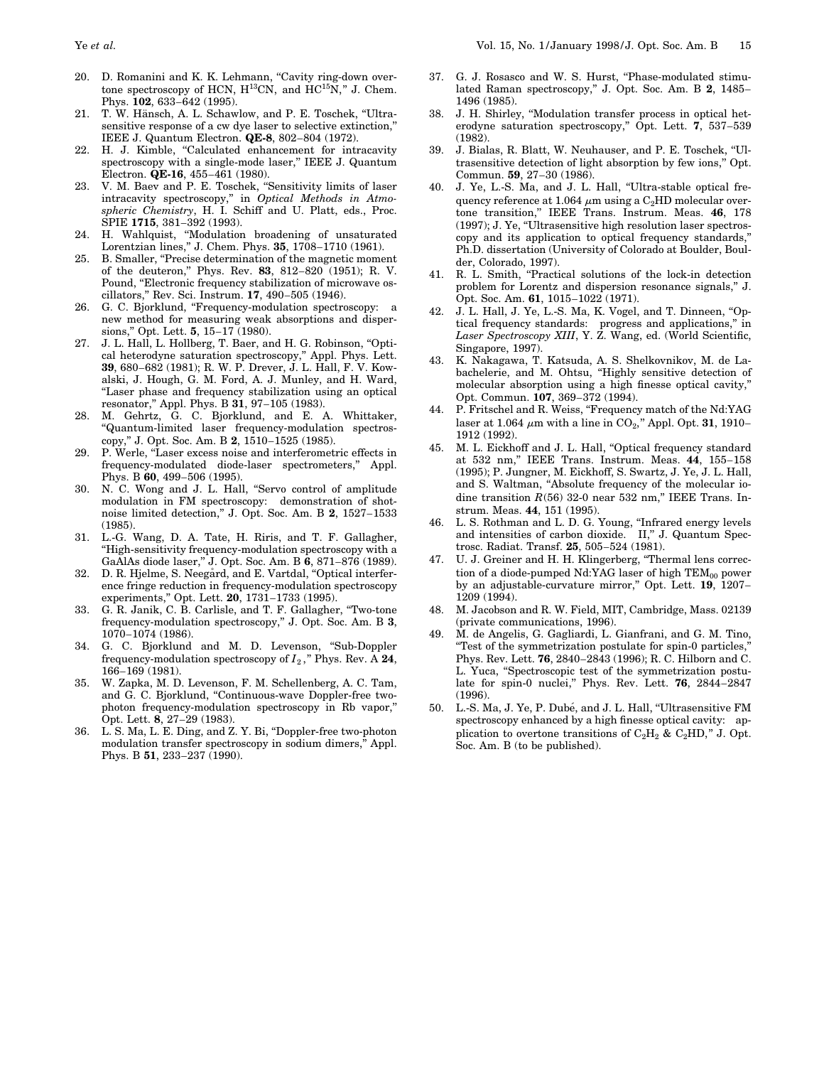20. D. Romanini and K. K. Lehmann, "Cavity ring-down overtone spectroscopy of HCN, $H^{13}CN$, and $HC^{15}N$," J. Chem. Phys. **102**, 633–642 (1995).
21. T. W. Hänsch, A. L. Schawlow, and P. E. Toschek, "Ultrasensitive response of a cw dye laser to selective extinction," IEEE J. Quantum Electron. **QE-8**, 802–804 (1972).
22. H. J. Kimble, "Calculated enhancement for intracavity spectroscopy with a single-mode laser," IEEE J. Quantum Electron. **QE-16**, 455–461 (1980).
23. V. M. Baev and P. E. Toschek, "Sensitivity limits of laser intracavity spectroscopy," in *Optical Methods in Atmospheric Chemistry*, H. I. Schiff and U. Platt, eds., Proc. SPIE **1715**, 381–392 (1993).
24. H. Wahlquist, "Modulation broadening of unsaturated Lorentzian lines," J. Chem. Phys. **35**, 1708–1710 (1961).
25. B. Smaller, "Precise determination of the magnetic moment of the deuteron," Phys. Rev. **83**, 812–820 (1951); R. V. Pound, "Electronic frequency stabilization of microwave oscillators," Rev. Sci. Instrum. **17**, 490–505 (1946).
26. G. C. Bjorklund, "Frequency-modulation spectroscopy: a new method for measuring weak absorptions and dispersions," Opt. Lett. **5**, 15–17 (1980).
27. J. L. Hall, L. Hollberg, T. Baer, and H. G. Robinson, "Optical heterodyne saturation spectroscopy," Appl. Phys. Lett. **39**, 680–682 (1981); R. W. P. Drever, J. L. Hall, F. V. Kowalski, J. Hough, G. M. Ford, A. J. Munley, and H. Ward, "Laser phase and frequency stabilization using an optical resonator," Appl. Phys. B **31**, 97–105 (1983).
28. M. Gehrtz, G. C. Bjorklund, and E. A. Whittaker, "Quantum-limited laser frequency-modulation spectroscopy," J. Opt. Soc. Am. B **2**, 1510–1525 (1985).
29. P. Werle, "Laser excess noise and interferometric effects in frequency-modulated diode-laser spectrometers," Appl. Phys. B **60**, 499–506 (1995).
30. N. C. Wong and J. L. Hall, "Servo control of amplitude modulation in FM spectroscopy: demonstration of shot-noise limited detection," J. Opt. Soc. Am. B **2**, 1527–1533 (1985).
31. L.-G. Wang, D. A. Tate, H. Riris, and T. F. Gallagher, "High-sensitivity frequency-modulation spectroscopy with a GaAlAs diode laser," J. Opt. Soc. Am. B **6**, 871–876 (1989).
32. D. R. Hjelme, S. Neegård, and E. Vartdal, "Optical interference fringe reduction in frequency-modulation spectroscopy experiments," Opt. Lett. **20**, 1731–1733 (1995).
33. G. R. Janik, C. B. Carlisle, and T. F. Gallagher, "Two-tone frequency-modulation spectroscopy," J. Opt. Soc. Am. B **3**, 1070–1074 (1986).
34. G. C. Bjorklund and M. D. Levenson, "Sub-Doppler frequency-modulation spectroscopy of $I_2$," Phys. Rev. A **24**, 166–169 (1981).
35. W. Zapka, M. D. Levenson, F. M. Schellenberg, A. C. Tam, and G. C. Bjorklund, "Continuous-wave Doppler-free two-photon frequency-modulation spectroscopy in Rb vapor," Opt. Lett. **8**, 27–29 (1983).
36. L. S. Ma, L. E. Ding, and Z. Y. Bi, "Doppler-free two-photon modulation transfer spectroscopy in sodium dimers," Appl. Phys. B **51**, 233–237 (1990).
37. G. J. Rosasco and W. S. Hurst, "Phase-modulated stimulated Raman spectroscopy," J. Opt. Soc. Am. B **2**, 1485–1496 (1985).
38. J. H. Shirley, "Modulation transfer process in optical heterodyne saturation spectroscopy," Opt. Lett. **7**, 537–539 (1982).
39. J. Bialas, R. Blatt, W. Neuhauser, and P. E. Toschek, "Ultrasensitive detection of light absorption by few ions," Opt. Commun. **59**, 27–30 (1986).
40. J. Ye, L.-S. Ma, and J. L. Hall, "Ultra-stable optical frequency reference at 1.064 $\mu$m using a $C_2HD$ molecular overtone transition," IEEE Trans. Instrum. Meas. **46**, 178 (1997); J. Ye, "Ultrasensitive high resolution laser spectroscopy and its application to optical frequency standards," Ph.D. dissertation (University of Colorado at Boulder, Boulder, Colorado, 1997).
41. R. L. Smith, "Practical solutions of the lock-in detection problem for Lorentz and dispersion resonance signals," J. Opt. Soc. Am. **61**, 1015–1022 (1971).
42. J. L. Hall, J. Ye, L.-S. Ma, K. Vogel, and T. Dinneen, "Optical frequency standards: progress and applications," in *Laser Spectroscopy XIII*, Y. Z. Wang, ed. (World Scientific, Singapore, 1997).
43. K. Nakagawa, T. Katsuda, A. S. Shelkovnikov, M. de Labachelerie, and M. Ohtsu, "Highly sensitive detection of molecular absorption using a high finesse optical cavity," Opt. Commun. **107**, 369–372 (1994).
44. P. Fritschel and R. Weiss, "Frequency match of the Nd:YAG laser at 1.064 $\mu$m with a line in $CO_2$," Appl. Opt. **31**, 1910–1912 (1992).
45. M. L. Eickhoff and J. L. Hall, "Optical frequency standard at 532 nm," IEEE Trans. Instrum. Meas. **44**, 155–158 (1995); P. Jungner, M. Eickhoff, S. Swartz, J. Ye, J. L. Hall, and S. Waltman, "Absolute frequency of the molecular iodine transition $R(56)$ 32-0 near 532 nm," IEEE Trans. Instrum. Meas. **44**, 151 (1995).
46. L. S. Rothman and L. D. G. Young, "Infrared energy levels and intensities of carbon dioxide. II," J. Quantum Spectrosc. Radiat. Transf. **25**, 505–524 (1981).
47. U. J. Greiner and H. H. Klingerberg, "Thermal lens correction of a diode-pumped Nd:YAG laser of high $TEM_{00}$ power by an adjustable-curvature mirror," Opt. Lett. **19**, 1207–1209 (1994).
48. M. Jacobson and R. W. Field, MIT, Cambridge, Mass. 02139 (private communications, 1996).
49. M. de Angelis, G. Gagliardi, L. Gianfrani, and G. M. Tino, "Test of the symmetrization postulate for spin-0 particles," Phys. Rev. Lett. **76**, 2840–2843 (1996); R. C. Hilborn and C. L. Yuca, "Spectroscopic test of the symmetrization postulate for spin-0 nuclei," Phys. Rev. Lett. **76**, 2844–2847 (1996).
50. L.-S. Ma, J. Ye, P. Dubé, and J. L. Hall, "Ultrasensitive FM spectroscopy enhanced by a high finesse optical cavity: application to overtone transitions of $C_2H_2$ & $C_2HD$," J. Opt. Soc. Am. B (to be published).